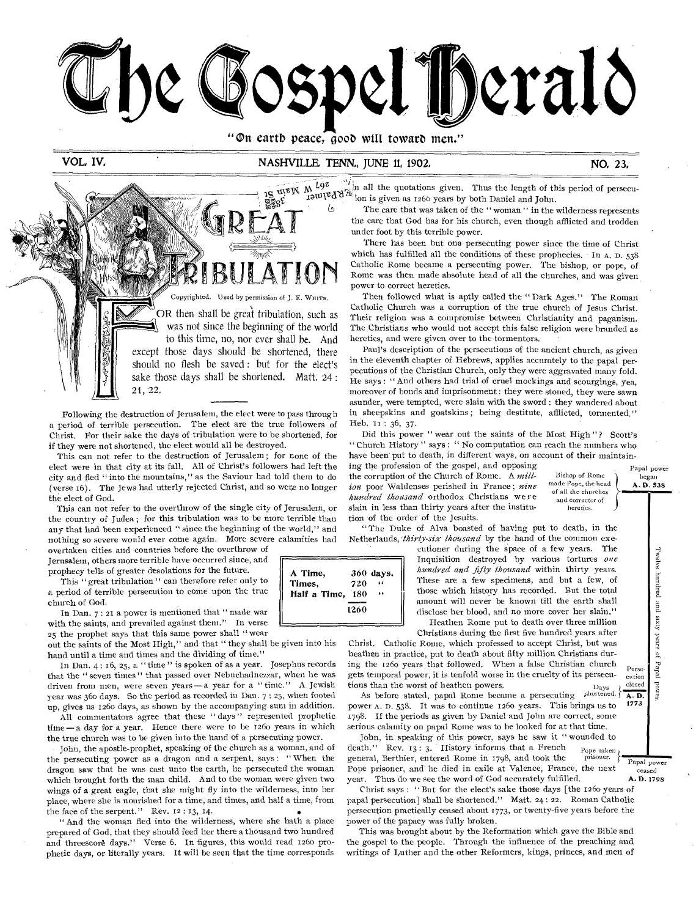# The Gospel Herald

"On earth peace, good will toward men."

VOL. IV. NASHVILLE, TENN., JUNE 11, 1902. NO. 23.

## GREAT TRIBULATION

Copyrighted. Used by permission of J. E. WHITE.

FOR then shall be great tribulation, such as was not since the beginning of the world to this time, no, nor ever shall be. And except those days should be shortened, there should no flesh be saved: but for the elect's sake those days shall be shortened. Matt. 24: 21, 22.

Following the destruction of Jerusalem, the elect were to pass through a period of terrible persecution. The elect are the true followers of Christ. For their sake the days of tribulation were to be shortened, for if they were not shortened, the elect would all be destroyed.

This can not refer to the destruction of Jerusalem; for none of the elect were in that city at its fall. All of Christ's followers had left the city and fled "into the mountains," as the Saviour had told them to do (verse 16). The Jews had utterly rejected Christ, and so were no longer the elect of God.

This can not refer to the overthrow of the single city of Jerusalem, or the country of Judea; for this tribulation was to be more terrible than any that had been experienced "since the beginning of the world," and nothing so severe would ever come again. More severe calamities had overtaken cities and countries before the overthrow of Jerusalem, others more terrible have occurred since, and prophecy tells of greater desolations for the future.

This "great tribulation" can therefore refer only to a period of terrible persecution to come upon the true church of God.

In Dan. 7: 21 a power is mentioned that "made war with the saints, and prevailed against them." In verse 25 the prophet says that this same power shall "wear out the saints of the Most High," and that "they shall be given into his hand until a time and times and the dividing of time."

| | | |
|---|---|---|
| A Time, | 360 | days. |
| Times, | 720 | " |
| Half a Time, | 180 | " |
| | 1260 | |

In Dan. 4: 16, 25, a "time" is spoken of as a year. Josephus records that the "seven times" that passed over Nebuchadnezzar, when he was driven from men, were seven years—a year for a "time." A Jewish year was 360 days. So the period as recorded in Dan. 7: 25, when footed up, gives us 1260 days, as shown by the accompanying sum in addition.

All commentators agree that these "days" represented prophetic time—a day for a year. Hence there were to be 1260 years in which the true church was to be given into the hand of a persecuting power.

John, the apostle-prophet, speaking of the church as a woman, and of the persecuting power as a dragon and a serpent, says: "When the dragon saw that he was cast unto the earth, he persecuted the woman which brought forth the man child. And to the woman were given two wings of a great eagle, that she might fly into the wilderness, into her place, where she is nourished for a time, and times, and half a time, from the face of the serpent." Rev. 12: 13, 14.

"And the woman fled into the wilderness, where she hath a place prepared of God, that they should feed her there a thousand two hundred and threescore days." Verse 6. In figures, this would read 1260 prophetic days, or literally years. It will be seen that the time corresponds in all the quotations given. Thus the length of this period of persecution is given as 1260 years by both Daniel and John.

The care that was taken of the "woman" in the wilderness represents the care that God has for his church, even though afflicted and trodden under foot by this terrible power.

There has been but one persecuting power since the time of Christ which has fulfilled all the conditions of these prophecies. In A. D. 538 Catholic Rome became a persecuting power. The bishop, or pope, of Rome was then made absolute head of all the churches, and was given power to correct heretics.

Then followed what is aptly called the "Dark Ages." The Roman Catholic Church was a corruption of the true church of Jesus Christ. Their religion was a compromise between Christianity and paganism. The Christians who would not accept this false religion were branded as heretics, and were given over to the tormentors.

Paul's description of the persecutions of the ancient church, as given in the eleventh chapter of Hebrews, applies accurately to the papal persecutions of the Christian Church, only they were aggravated many fold. He says: "And others had trial of cruel mockings and scourgings, yea, moreover of bonds and imprisonment: they were stoned, they were sawn asunder, were tempted, were slain with the sword: they wandered about in sheepskins and goatskins; being destitute, afflicted, tormented." Heb. 11: 36, 37.

Did this power "wear out the saints of the Most High"? Scott's "Church History" says: "No computation can reach the numbers who have been put to death, in different ways, on account of their maintaining the profession of the gospel, and opposing the corruption of the Church of Rome. A *million* poor Waldenses perished in France; *nine hundred thousand* orthodox Christians were slain in less than thirty years after the institution of the order of the Jesuits.

"The Duke of Alva boasted of having put to death, in the Netherlands, *thirty-six thousand* by the hand of the common executioner during the space of a few years. The Inquisition destroyed by various tortures *one hundred and fifty thousand* within thirty years. These are a few specimens, and but a few, of those which history has recorded. But the total amount will never be known till the earth shall disclose her blood, and no more cover her slain."

Heathen Rome put to death over three million Christians during the first five hundred years after Christ. Catholic Rome, which professed to accept Christ, but was heathen in practice, put to death about fifty million Christians during the 1260 years that followed. When a false Christian church gets temporal power, it is tenfold worse in the cruelty of its persecutions than the worst of heathen powers.

As before stated, papal Rome became a persecuting power A. D. 538. It was to continue 1260 years. This brings us to 1798. If the periods as given by Daniel and John are correct, some serious calamity on papal Rome was to be looked for at that time.

John, in speaking of this power, says he saw it "wounded to death." Rev. 13: 3. History informs us that a French general, Berthier, entered Rome in 1798, and took the Pope prisoner, and he died in exile at Valence, France, the next year. Thus do we see the word of God accurately fulfilled.

Christ says: "But for the elect's sake those days [the 1260 years of papal persecution] shall be shortened." Matt. 24: 22. Roman Catholic persecution practically ceased about 1773, or twenty-five years before the power of the papacy was fully broken.

This was brought about by the Reformation which gave the Bible and the gospel to the people. Through the influence of the preaching and writings of Luther and the other Reformers, kings, princes, and men of

*[Margin chart:]* Bishop of Rome made Pope, the head of all the churches and corrector of heretics. — Papal power began A. D. 538 — Twelve hundred and sixty years of Papal power. — Persecution closed. Days shortened. A. D. 1773 — Pope taken prisoner. Papal power ceased A. D. 1798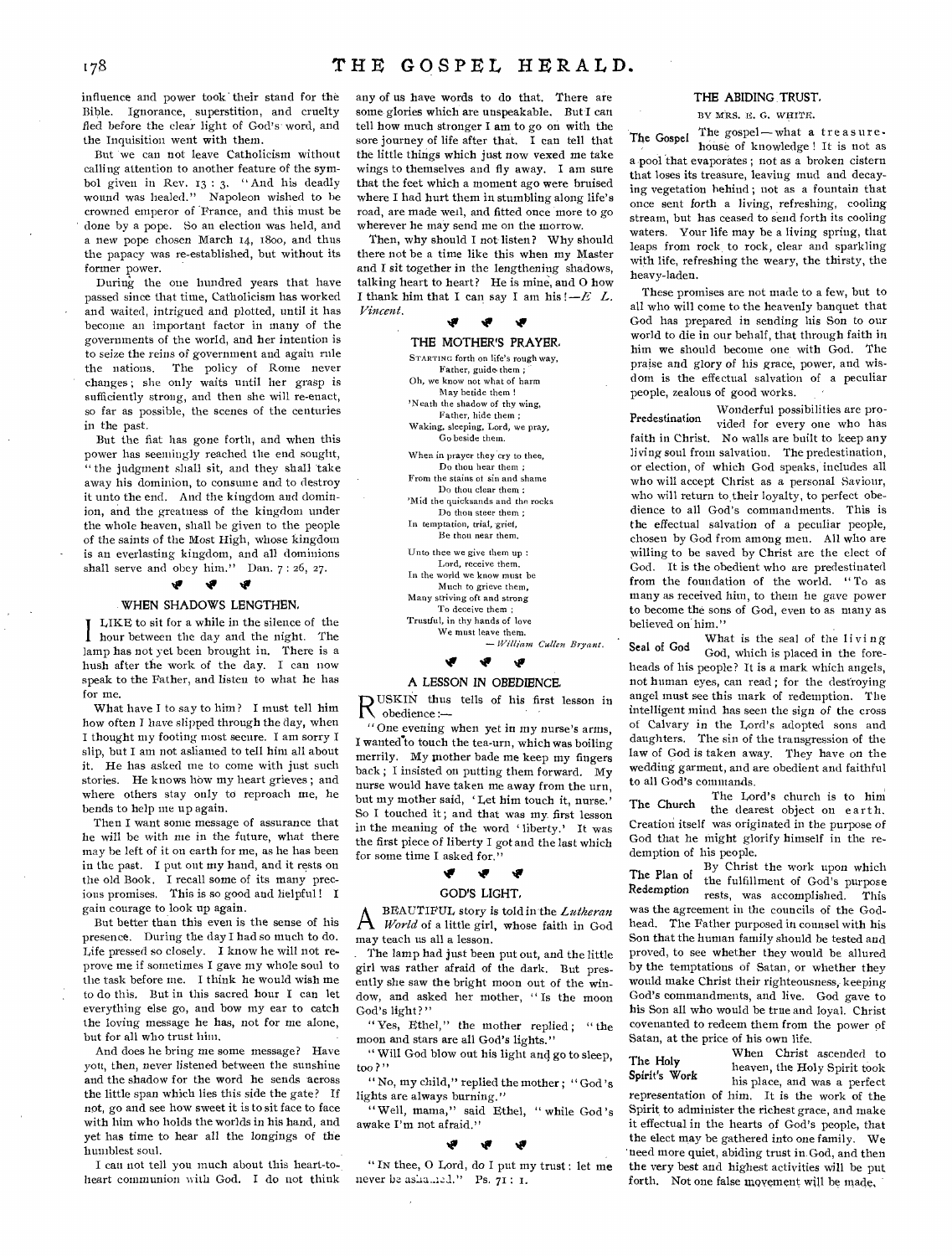influence and power took their stand for the Bible. Ignorance, superstition, and cruelty fled before the clear light of God's word, and the Inquisition went with them.

But we can not leave Catholicism without calling attention to another feature of the symbol given in Rev. 13 : 3. "And his deadly wound was healed." Napoleon wished to be crowned emperor of France, and this must be done by a pope. So an election was held, and a new pope chosen March 14, 1800, and thus the papacy was re-established, but without its former power.

During the one hundred years that have passed since that time, Catholicism has worked and waited, intrigued and plotted, until it has become an important factor in many of the governments of the world, and her intention is to seize the reins of government and again rule the nations. The policy of Rome never changes; she only waits until her grasp is sufficiently strong, and then she will re-enact, so far as possible, the scenes of the centuries in the past.

But the fiat has gone forth, and when this power has seemingly reached the end sought, "the judgment shall sit, and they shall take away his dominion, to consume and to destroy it unto the end. And the kingdom and dominion, and the greatness of the kingdom under the whole heaven, shall be given to the people of the saints of the Most High, whose kingdom is an everlasting kingdom, and all dominions shall serve and obey him." Dan. 7 : 26, 27.

## WHEN SHADOWS LENGTHEN.

I LIKE to sit for a while in the silence of the hour between the day and the night. The lamp has not yet been brought in. There is a hush after the work of the day. I can now speak to the Father, and listen to what he has for me.

What have I to say to him? I must tell him how often I have slipped through the day, when I thought my footing most secure. I am sorry I slip, but I am not ashamed to tell him all about it. He has asked me to come with just such stories. He knows how my heart grieves; and where others stay only to reproach me, he bends to help me up again.

Then I want some message of assurance that he will be with me in the future, what there may be left of it on earth for me, as he has been in the past. I put out my hand, and it rests on the old Book. I recall some of its many precious promises. This is so good and helpful! I gain courage to look up again.

But better than this even is the sense of his presence. During the day I had so much to do. Life pressed so closely. I know he will not reprove me if sometimes I gave my whole soul to the task before me. I think he would wish me to do this. But in this sacred hour I can let everything else go, and bow my ear to catch the loving message he has, not for me alone, but for all who trust him.

And does he bring me some message? Have you, then, never listened between the sunshine and the shadow for the word he sends across the little span which lies this side the gate? If not, go and see how sweet it is to sit face to face with him who holds the worlds in his hand, and yet has time to hear all the longings of the humblest soul.

I can not tell you much about this heart-to-heart communion with God. I do not think any of us have words to do that. There are some glories which are unspeakable. But I can tell how much stronger I am to go on with the sore journey of life after that. I can tell that the little things which just now vexed me take wings to themselves and fly away. I am sure that the feet which a moment ago were bruised where I had hurt them in stumbling along life's road, are made well, and fitted once more to go wherever he may send me on the morrow.

Then, why should I not listen? Why should there not be a time like this when my Master and I sit together in the lengthening shadows, talking heart to heart? He is mine, and O how I thank him that I can say I am his! —*E. L. Vincent.*

## THE MOTHER'S PRAYER.

STARTING forth on life's rough way,
Father, guide them;
Oh, we know not what of harm
May betide them!
'Neath the shadow of thy wing,
Father, hide them;
Waking, sleeping, Lord, we pray,
Go beside them.

When in prayer they cry to thee,
Do thou hear them;
From the stains of sin and shame
Do thou clear them;
'Mid the quicksands and the rocks
Do thou steer them;
In temptation, trial, grief,
Be thou near them.

Unto thee we give them up:
Lord, receive them.
In the world we know must be
Much to grieve them,
Many striving oft and strong
To deceive them;
Trustful, in thy hands of love
We must leave them.

— *William Cullen Bryant.*

## A LESSON IN OBEDIENCE.

RUSKIN thus tells of his first lesson in obedience:—

"One evening when yet in my nurse's arms, I wanted to touch the tea-urn, which was boiling merrily. My mother bade me keep my fingers back; I insisted on putting them forward. My nurse would have taken me away from the urn, but my mother said, 'Let him touch it, nurse.' So I touched it; and that was my first lesson in the meaning of the word 'liberty.' It was the first piece of liberty I got and the last which for some time I asked for."

## GOD'S LIGHT.

A BEAUTIFUL story is told in the *Lutheran World* of a little girl, whose faith in God may teach us all a lesson.

The lamp had just been put out, and the little girl was rather afraid of the dark. But presently she saw the bright moon out of the window, and asked her mother, "Is the moon God's light?"

"Yes, Ethel," the mother replied; "the moon and stars are all God's lights."

"Will God blow out his light and go to sleep, too?"

"No, my child," replied the mother; "God's lights are always burning."

"Well, mama," said Ethel, "while God's awake I'm not afraid."

"IN thee, O Lord, do I put my trust: let me never be ashamed." Ps. 71 : 1.

## THE ABIDING TRUST.

BY MRS. E. G. WHITE.

**The Gospel** The gospel—what a treasure-house of knowledge! It is not as a pool that evaporates; not as a broken cistern that loses its treasure, leaving mud and decaying vegetation behind; not as a fountain that once sent forth a living, refreshing, cooling stream, but has ceased to send forth its cooling waters. Your life may be a living spring, that leaps from rock to rock, clear and sparkling with life, refreshing the weary, the thirsty, the heavy-laden.

These promises are not made to a few, but to all who will come to the heavenly banquet that God has prepared in sending his Son to our world to die in our behalf, that through faith in him we should become one with God. The praise and glory of his grace, power, and wisdom is the effectual salvation of a peculiar people, zealous of good works.

**Predestination** Wonderful possibilities are provided for every one who has faith in Christ. No walls are built to keep any living soul from salvation. The predestination, or election, of which God speaks, includes all who will accept Christ as a personal Saviour, who will return to their loyalty, to perfect obedience to all God's commandments. This is the effectual salvation of a peculiar people, chosen by God from among men. All who are willing to be saved by Christ are the elect of God. It is the obedient who are predestinated from the foundation of the world. "To as many as received him, to them he gave power to become the sons of God, even to as many as believed on him."

**Seal of God** What is the seal of the living God, which is placed in the foreheads of his people? It is a mark which angels, not human eyes, can read; for the destroying angel must see this mark of redemption. The intelligent mind has seen the sign of the cross of Calvary in the Lord's adopted sons and daughters. The sin of the transgression of the law of God is taken away. They have on the wedding garment, and are obedient and faithful to all God's commands.

**The Church** The Lord's church is to him the dearest object on earth. Creation itself was originated in the purpose of God that he might glorify himself in the redemption of his people.

**The Plan of Redemption** By Christ the work upon which the fulfillment of God's purpose rests, was accomplished. This was the agreement in the councils of the Godhead. The Father purposed in counsel with his Son that the human family should be tested and proved, to see whether they would be allured by the temptations of Satan, or whether they would make Christ their righteousness, keeping God's commandments, and live. God gave to his Son all who would be true and loyal. Christ covenanted to redeem them from the power of Satan, at the price of his own life.

**The Holy Spirit's Work** When Christ ascended to heaven, the Holy Spirit took his place, and was a perfect representation of him. It is the work of the Spirit to administer the richest grace, and make it effectual in the hearts of God's people, that the elect may be gathered into one family. We need more quiet, abiding trust in God, and then the very best and highest activities will be put forth. Not one false movement will be made,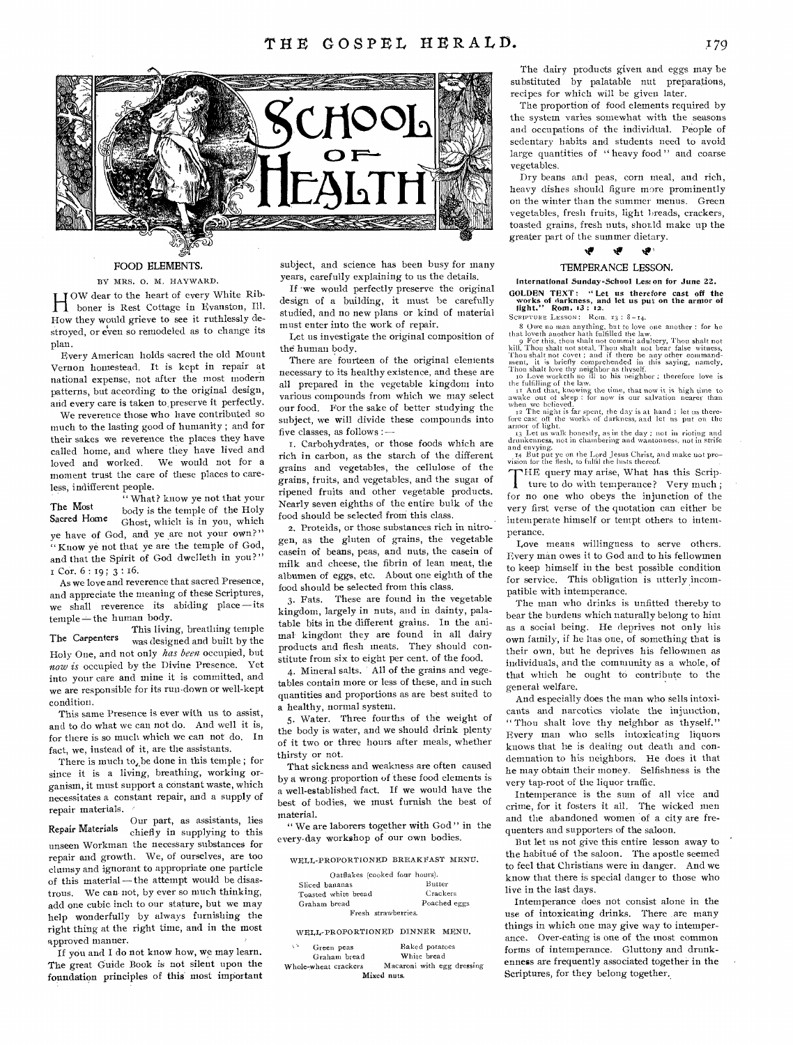# SCHOOL OF HEALTH

## FOOD ELEMENTS.

BY MRS. O. M. HAYWARD.

HOW dear to the heart of every White Ribboner is Rest Cottage in Evanston, Ill. How they would grieve to see it ruthlessly destroyed, or even so remodeled as to change its plan.

Every American holds sacred the old Mount Vernon homestead. It is kept in repair at national expense, not after the most modern patterns, but according to the original design, and every care is taken to preserve it perfectly.

We reverence those who have contributed so much to the lasting good of humanity; and for their sakes we reverence the places they have called home, and where they have lived and loved and worked. We would not for a moment trust the care of these places to careless, indifferent people.

**The Most Sacred Home** "What? know ye not that your body is the temple of the Holy Ghost, which is in you, which ye have of God, and ye are not your own?" "Know ye not that ye are the temple of God, and that the Spirit of God dwelleth in you?" 1 Cor. 6:19; 3:16.

As we love and reverence that sacred Presence, and appreciate the meaning of these Scriptures, we shall reverence its abiding place — its temple — the human body.

**The Carpenters** This living, breathing temple was designed and built by the Holy One, and not only *has been* occupied, but *now is* occupied by the Divine Presence. Yet into your care and mine it is committed, and we are responsible for its run-down or well-kept condition.

This same Presence is ever with us to assist, and to do what we can not do. And well it is, for there is so much which we can not do. In fact, we, instead of it, are the assistants.

There is much to be done in this temple; for since it is a living, breathing, working organism, it must support a constant waste, which necessitates a constant repair, and a supply of repair materials.

**Repair Materials** Our part, as assistants, lies chiefly in supplying to this unseen Workman the necessary substances for repair and growth. We, of ourselves, are too clumsy and ignorant to appropriate one particle of this material — the attempt would be disastrous. We can not, by ever so much thinking, add one cubic inch to our stature, but we may help wonderfully by always furnishing the right thing at the right time, and in the most approved manner.

If you and I do not know how, we may learn. The great Guide Book is not silent upon the foundation principles of this most important subject, and science has been busy for many years, carefully explaining to us the details.

If we would perfectly preserve the original design of a building, it must be carefully studied, and no new plans or kind of material must enter into the work of repair.

Let us investigate the original composition of the human body.

There are fourteen of the original elements necessary to its healthy existence, and these are all prepared in the vegetable kingdom into various compounds from which we may select our food. For the sake of better studying the subject, we will divide these compounds into five classes, as follows: —

1. Carbohydrates, or those foods which are rich in carbon, as the starch of the different grains and vegetables, the cellulose of the grains, fruits, and vegetables, and the sugar of ripened fruits and other vegetable products. Nearly seven eighths of the entire bulk of the food should be selected from this class.

2. Proteids, or those substances rich in nitrogen, as the gluten of grains, the vegetable casein of beans, peas, and nuts, the casein of milk and cheese, the fibrin of lean meat, the albumen of eggs, etc. About one eighth of the food should be selected from this class.

3. Fats. These are found in the vegetable kingdom, largely in nuts, and in dainty, palatable bits in the different grains. In the animal kingdom they are found in all dairy products and flesh meats. They should constitute from six to eight per cent. of the food.

4. Mineral salts. All of the grains and vegetables contain more or less of these, and in such quantities and proportions as are best suited to a healthy, normal system.

5. Water. Three fourths of the weight of the body is water, and we should drink plenty of it two or three hours after meals, whether thirsty or not.

That sickness and weakness are often caused by a wrong proportion of these food elements is a well-established fact. If we would have the best of bodies, we must furnish the best of material.

"We are laborers together with God" in the every-day workshop of our own bodies.

### WELL-PROPORTIONED BREAKFAST MENU.

Oatflakes (cooked four hours).

| | |
|---|---|
| Sliced bananas | Butter |
| Toasted white bread | Crackers |
| Graham bread | Poached eggs |

Fresh strawberries.

### WELL-PROPORTIONED DINNER MENU.

| | |
|---|---|
| Green peas | Baked potatoes |
| Graham bread | White bread |
| Whole-wheat crackers | Macaroni with egg dressing |

Mixed nuts.

The dairy products given and eggs may be substituted by palatable nut preparations, recipes for which will be given later.

The proportion of food elements required by the system varies somewhat with the seasons and occupations of the individual. People of sedentary habits and students need to avoid large quantities of "heavy food" and coarse vegetables.

Dry beans and peas, corn meal, and rich, heavy dishes should figure more prominently on the winter than the summer menus. Green vegetables, fresh fruits, light breads, crackers, toasted grains, fresh nuts, should make up the greater part of the summer dietary.

## TEMPERANCE LESSON.

**International Sunday-School Lesson for June 22.**

**GOLDEN TEXT: "Let us therefore cast off the works of darkness, and let us put on the armor of light." Rom. 13:12.**

SCRIPTURE LESSON: Rom. 13:8-14.

8 Owe no man anything, but to love one another: for he that loveth another hath fulfilled the law.

9 For this, thou shalt not commit adultery, Thou shalt not kill, Thou shalt not steal, Thou shalt not bear false witness, Thou shalt not covet; and if there be any other commandment, it is briefly comprehended in this saying, namely, Thou shalt love thy neighbor as thyself.

10 Love worketh no ill to his neighbor: therefore love is the fulfilling of the law.

11 And that, knowing the time, that now it is high time to awake out of sleep: for now is our salvation nearer than when we believed.

12 The night is far spent, the day is at hand: let us therefore cast off the works of darkness, and let us put on the armor of light.

13 Let us walk honestly, as in the day; not in rioting and drunkenness, not in chambering and wantonness, not in strife and envying.

14 But put ye on the Lord Jesus Christ, and make not provision for the flesh, to fulfil the lusts thereof.

THE query may arise, What has this Scripture to do with temperance? Very much; for no one who obeys the injunction of the very first verse of the quotation can either be intemperate himself or tempt others to intemperance.

Love means willingness to serve others. Every man owes it to God and to his fellowmen to keep himself in the best possible condition for service. This obligation is utterly incompatible with intemperance.

The man who drinks is unfitted thereby to bear the burdens which naturally belong to him as a social being. He deprives not only his own family, if he has one, of something that is their own, but he deprives his fellowmen as individuals, and the community as a whole, of that which he ought to contribute to the general welfare.

And especially does the man who sells intoxicants and narcotics violate the injunction, "Thou shalt love thy neighbor as thyself." Every man who sells intoxicating liquors knows that he is dealing out death and condemnation to his neighbors. He does it that he may obtain their money. Selfishness is the very tap-root of the liquor traffic.

Intemperance is the sum of all vice and crime, for it fosters it all. The wicked men and the abandoned women of a city are frequenters and supporters of the saloon.

But let us not give this entire lesson away to the habitué of the saloon. The apostle seemed to feel that Christians were in danger. And we know that there is special danger to those who live in the last days.

Intemperance does not consist alone in the use of intoxicating drinks. There are many things in which one may give way to intemperance. Over-eating is one of the most common forms of intemperance. Gluttony and drunkenness are frequently associated together in the Scriptures, for they belong together.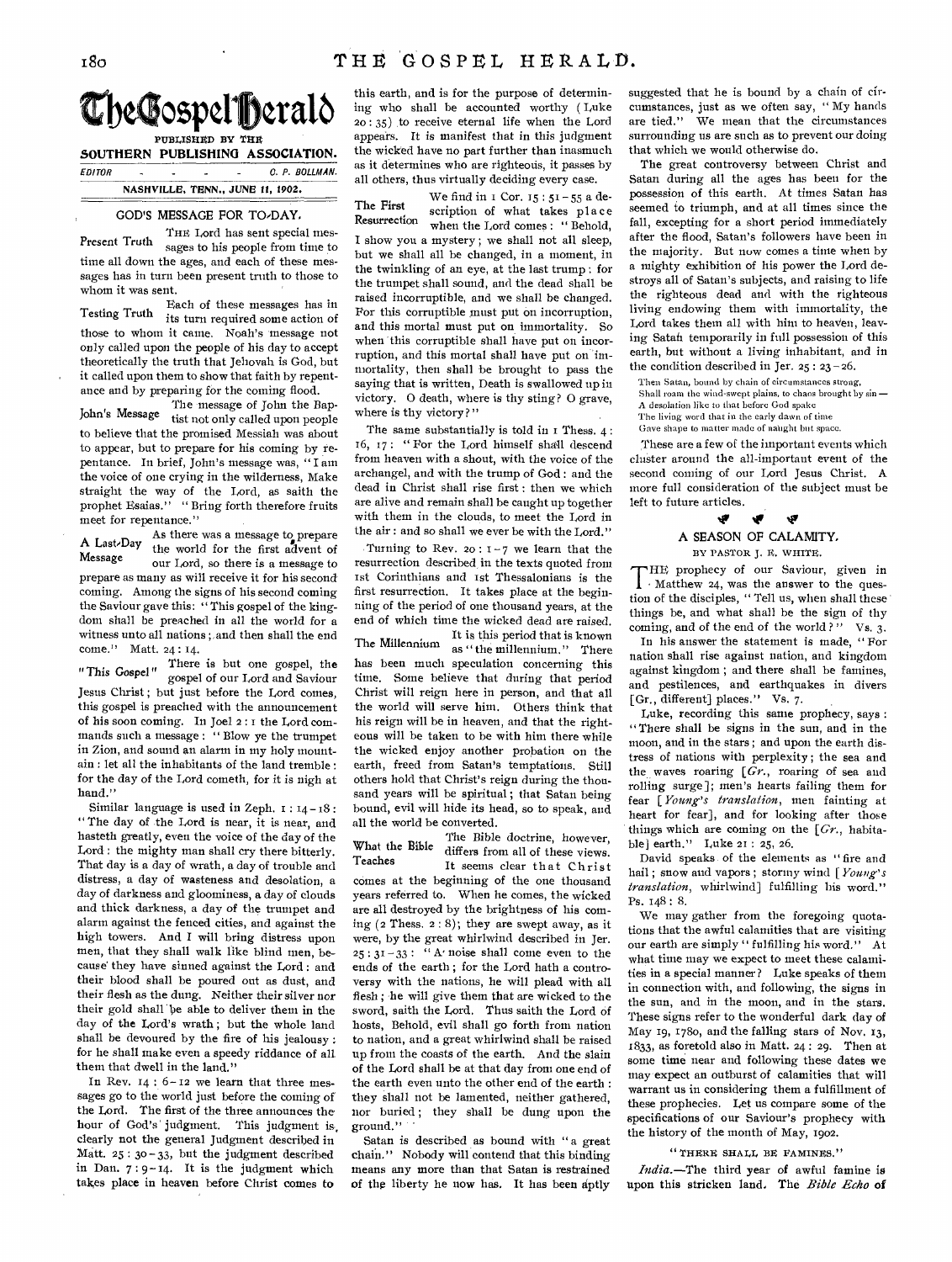# The Gospel Herald

PUBLISHED BY THE

**SOUTHERN PUBLISHING ASSOCIATION.**

EDITOR - - - - - C. P. BOLLMAN.

NASHVILLE, TENN., JUNE 11, 1902.

## GOD'S MESSAGE FOR TO-DAY.

**Present Truth** THE Lord has sent special messages to his people from time to time all down the ages, and each of these messages has in turn been present truth to those to whom it was sent.

**Testing Truth** Each of these messages has in its turn required some action of those to whom it came. Noah's message not only called upon the people of his day to accept theoretically the truth that Jehovah is God, but it called upon them to show that faith by repentance and by preparing for the coming flood.

**John's Message** The message of John the Baptist not only called upon people to believe that the promised Messiah was about to appear, but to prepare for his coming by repentance. In brief, John's message was, "I am the voice of one crying in the wilderness, Make straight the way of the Lord, as saith the prophet Esaias." "Bring forth therefore fruits meet for repentance."

**A Last-Day Message** As there was a message to prepare the world for the first advent of our Lord, so there is a message to prepare as many as will receive it for his second coming. Among the signs of his second coming the Saviour gave this: "This gospel of the kingdom shall be preached in all the world for a witness unto all nations; and then shall the end come." Matt. 24:14.

**"This Gospel"** There is but one gospel, the gospel of our Lord and Saviour Jesus Christ; but just before the Lord comes, this gospel is preached with the announcement of his soon coming. In Joel 2:1 the Lord commands such a message: "Blow ye the trumpet in Zion, and sound an alarm in my holy mountain: let all the inhabitants of the land tremble: for the day of the Lord cometh, for it is nigh at hand."

Similar language is used in Zeph. 1:14-18: "The day of the Lord is near, it is near, and hasteth greatly, even the voice of the day of the Lord: the mighty man shall cry there bitterly. That day is a day of wrath, a day of trouble and distress, a day of wasteness and desolation, a day of darkness and gloominess, a day of clouds and thick darkness, a day of the trumpet and alarm against the fenced cities, and against the high towers. And I will bring distress upon men, that they shall walk like blind men, because they have sinned against the Lord: and their blood shall be poured out as dust, and their flesh as the dung. Neither their silver nor their gold shall be able to deliver them in the day of the Lord's wrath; but the whole land shall be devoured by the fire of his jealousy: for he shall make even a speedy riddance of all them that dwell in the land."

In Rev. 14:6-12 we learn that three messages go to the world just before the coming of the Lord. The first of the three announces the hour of God's judgment. This judgment is, clearly not the general Judgment described in Matt. 25:30-33, but the judgment described in Dan. 7:9-14. It is the judgment which takes place in heaven before Christ comes to this earth, and is for the purpose of determining who shall be accounted worthy (Luke 20:35) to receive eternal life when the Lord appears. It is manifest that in this judgment the wicked have no part further than inasmuch as it determines who are righteous, it passes by all others, thus virtually deciding every case.

**The First Resurrection** We find in 1 Cor. 15:51-55 a description of what takes place when the Lord comes: "Behold, I show you a mystery; we shall not all sleep, but we shall all be changed, in a moment, in the twinkling of an eye, at the last trump: for the trumpet shall sound, and the dead shall be raised incorruptible, and we shall be changed. For this corruptible must put on incorruption, and this mortal must put on immortality. So when this corruptible shall have put on incorruption, and this mortal shall have put on immortality, then shall be brought to pass the saying that is written, Death is swallowed up in victory. O death, where is thy sting? O grave, where is thy victory?"

The same substantially is told in 1 Thess. 4:16, 17: "For the Lord himself shall descend from heaven with a shout, with the voice of the archangel, and with the trump of God: and the dead in Christ shall rise first: then we which are alive and remain shall be caught up together with them in the clouds, to meet the Lord in the air: and so shall we ever be with the Lord."

Turning to Rev. 20:1-7 we learn that the resurrection described in the texts quoted from 1st Corinthians and 1st Thessalonians is the first resurrection. It takes place at the beginning of the period of one thousand years, at the end of which time the wicked dead are raised.

**The Millennium** It is this period that is known as "the millennium." There has been much speculation concerning this time. Some believe that during that period Christ will reign here in person, and that all the world will serve him. Others think that his reign will be in heaven, and that the righteous will be taken to be with him there while the wicked enjoy another probation on the earth, freed from Satan's temptations. Still others hold that Christ's reign during the thousand years will be spiritual; that Satan being bound, evil will hide its head, so to speak, and all the world be converted.

**What the Bible Teaches** The Bible doctrine, however, differs from all of these views. It seems clear that Christ comes at the beginning of the one thousand years referred to. When he comes, the wicked are all destroyed by the brightness of his coming (2 Thess. 2:8); they are swept away, as it were, by the great whirlwind described in Jer. 25:31-33: "A noise shall come even to the ends of the earth; for the Lord hath a controversy with the nations, he will plead with all flesh; he will give them that are wicked to the sword, saith the Lord. Thus saith the Lord of hosts, Behold, evil shall go forth from nation to nation, and a great whirlwind shall be raised up from the coasts of the earth. And the slain of the Lord shall be at that day from one end of the earth even unto the other end of the earth: they shall not be lamented, neither gathered, nor buried; they shall be dung upon the ground."

Satan is described as bound with "a great chain." Nobody will contend that this binding means any more than that Satan is restrained of the liberty he now has. It has been aptly suggested that he is bound by a chain of circumstances, just as we often say, "My hands are tied." We mean that the circumstances surrounding us are such as to prevent our doing that which we would otherwise do.

The great controversy between Christ and Satan during all the ages has been for the possession of this earth. At times Satan has seemed to triumph, and at all times since the fall, excepting for a short period immediately after the flood, Satan's followers have been in the majority. But now comes a time when by a mighty exhibition of his power the Lord destroys all of Satan's subjects, and raising to life the righteous dead and with the righteous living endowing them with immortality, the Lord takes them all with him to heaven, leaving Satan temporarily in full possession of this earth, but without a living inhabitant, and in the condition described in Jer. 25:23-26.

Then Satan, bound by chain of circumstances strong,
Shall roam the wind-swept plains, to chaos brought by sin —
A desolation like to that before God spake
The living word that in the early dawn of time
Gave shape to matter made of naught but space.

These are a few of the important events which cluster around the all-important event of the second coming of our Lord Jesus Christ. A more full consideration of the subject must be left to future articles.

## A SEASON OF CALAMITY.

BY PASTOR J. E. WHITE.

THE prophecy of our Saviour, given in Matthew 24, was the answer to the question of the disciples, "Tell us, when shall these things be, and what shall be the sign of thy coming, and of the end of the world?" Vs. 3.

In his answer the statement is made, "For nation shall rise against nation, and kingdom against kingdom; and there shall be famines, and pestilences, and earthquakes in divers [Gr., different] places." Vs. 7.

Luke, recording this same prophecy, says: "There shall be signs in the sun, and in the moon, and in the stars; and upon the earth distress of nations with perplexity; the sea and the waves roaring [*Gr.*, roaring of sea and rolling surge]; men's hearts failing them for fear [*Young's translation*, men fainting at heart for fear], and for looking after those things which are coming on the [*Gr.*, habitable] earth." Luke 21:25, 26.

David speaks of the elements as "fire and hail; snow and vapors; stormy wind [*Young's translation*, whirlwind] fulfilling his word." Ps. 148:8.

We may gather from the foregoing quotations that the awful calamities that are visiting our earth are simply "fulfilling his word." At what time may we expect to meet these calamities in a special manner? Luke speaks of them in connection with, and following, the signs in the sun, and in the moon, and in the stars. These signs refer to the wonderful dark day of May 19, 1780, and the falling stars of Nov. 13, 1833, as foretold also in Matt. 24:29. Then at some time near and following these dates we may expect an outburst of calamities that will warrant us in considering them a fulfillment of these prophecies. Let us compare some of the specifications of our Saviour's prophecy with the history of the month of May, 1902.

"THERE SHALL BE FAMINES."

*India.*—The third year of awful famine is upon this stricken land. The *Bible Echo* of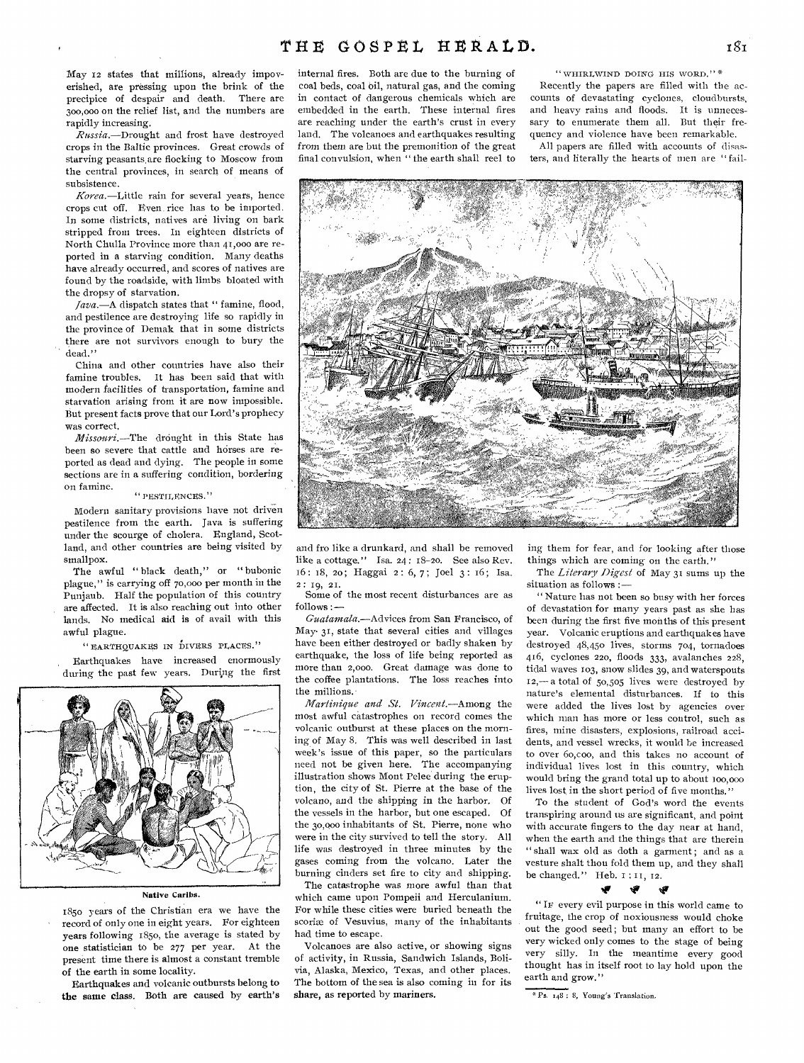May 12 states that millions, already impoverished, are pressing upon the brink of the precipice of despair and death. There are 300,000 on the relief list, and the numbers are rapidly increasing.

*Russia*.—Drought and frost have destroyed crops in the Baltic provinces. Great crowds of starving peasants are flocking to Moscow from the central provinces, in search of means of subsistence.

*Korea*.—Little rain for several years, hence crops cut off. Even rice has to be imported. In some districts, natives are living on bark stripped from trees. In eighteen districts of North Chulla Province more than 41,000 are reported in a starving condition. Many deaths have already occurred, and scores of natives are found by the roadside, with limbs bloated with the dropsy of starvation.

*Java*.—A dispatch states that "famine, flood, and pestilence are destroying life so rapidly in the province of Demak that in some districts there are not survivors enough to bury the dead."

China and other countries have also their famine troubles. It has been said that with modern facilities of transportation, famine and starvation arising from it are now impossible. But present facts prove that our Lord's prophecy was correct.

*Missouri*.—The drought in this State has been so severe that cattle and horses are reported as dead and dying. The people in some sections are in a suffering condition, bordering on famine.

"PESTILENCES."

Modern sanitary provisions have not driven pestilence from the earth. Java is suffering under the scourge of cholera. England, Scotland, and other countries are being visited by smallpox.

The awful "black death," or "bubonic plague," is carrying off 70,000 per month in the Punjaub. Half the population of this country are affected. It is also reaching out into other lands. No medical aid is of avail with this awful plague.

"EARTHQUAKES IN DIVERS PLACES."

Earthquakes have increased enormously during the past few years. During the first

Native Caribs.

1850 years of the Christian era we have the record of only one in eight years. For eighteen years following 1850, the average is stated by one statistician to be 277 per year. At the present time there is almost a constant tremble of the earth in some locality.

Earthquakes and volcanic outbursts belong to the same class. Both are caused by earth's internal fires. Both are due to the burning of coal beds, coal oil, natural gas, and the coming in contact of dangerous chemicals which are embedded in the earth. These internal fires are reaching under the earth's crust in every land. The volcanoes and earthquakes resulting from them are but the premonition of the great final convulsion, when "the earth shall reel to and fro like a drunkard, and shall be removed like a cottage." Isa. 24: 18-20. See also Rev. 16: 18, 20; Haggai 2: 6, 7; Joel 3: 16; Isa. 2: 19, 21.

Some of the most recent disturbances are as follows:—

*Guatamala*.—Advices from San Francisco, of May 31, state that several cities and villages have been either destroyed or badly shaken by earthquake, the loss of life being reported as more than 2,000. Great damage was done to the coffee plantations. The loss reaches into the millions.

*Martinique and St. Vincent*.—Among the most awful catastrophes on record comes the volcanic outburst at these places on the morning of May 8. This was well described in last week's issue of this paper, so the particulars need not be given here. The accompanying illustration shows Mont Pelee during the eruption, the city of St. Pierre at the base of the volcano, and the shipping in the harbor. Of the vessels in the harbor, but one escaped. Of the 30,000 inhabitants of St. Pierre, none who were in the city survived to tell the story. All life was destroyed in three minutes by the gases coming from the volcano. Later the burning cinders set fire to city and shipping.

The catastrophe was more awful than that which came upon Pompeii and Herculanium. For while these cities were buried beneath the scoriæ of Vesuvius, many of the inhabitants had time to escape.

Volcanoes are also active, or showing signs of activity, in Russia, Sandwich Islands, Bolivia, Alaska, Mexico, Texas, and other places. The bottom of the sea is also coming in for its share, as reported by mariners.

"WHIRLWIND DOING HIS WORD."*

Recently the papers are filled with the accounts of devastating cyclones, cloudbursts, and heavy rains and floods. It is unnecessary to enumerate them all. But their frequency and violence have been remarkable.

All papers are filled with accounts of disasters, and literally the hearts of men are "failing them for fear, and for looking after those things which are coming on the earth."

The *Literary Digest* of May 31 sums up the situation as follows:—

"Nature has not been so busy with her forces of devastation for many years past as she has been during the first five months of this present year. Volcanic eruptions and earthquakes have destroyed 48,450 lives, storms 704, tornadoes 416, cyclones 220, floods 333, avalanches 228, tidal waves 103, snow slides 39, and waterspouts 12,—a total of 50,505 lives were destroyed by nature's elemental disturbances. If to this were added the lives lost by agencies over which man has more or less control, such as fires, mine disasters, explosions, railroad accidents, and vessel wrecks, it would be increased to over 60,000, and this takes no account of individual lives lost in this country, which would bring the grand total up to about 100,000 lives lost in the short period of five months."

To the student of God's word the events transpiring around us are significant, and point with accurate fingers to the day near at hand, when the earth and the things that are therein "shall wax old as doth a garment; and as a vesture shalt thou fold them up, and they shall be changed." Heb. 1: 11, 12.

"If every evil purpose in this world came to fruitage, the crop of noxiousness would choke out the good seed; but many an effort to be very wicked only comes to the stage of being very silly. In the meantime every good thought has in itself root to lay hold upon the earth and grow."

*Ps. 148: 8, Young's Translation.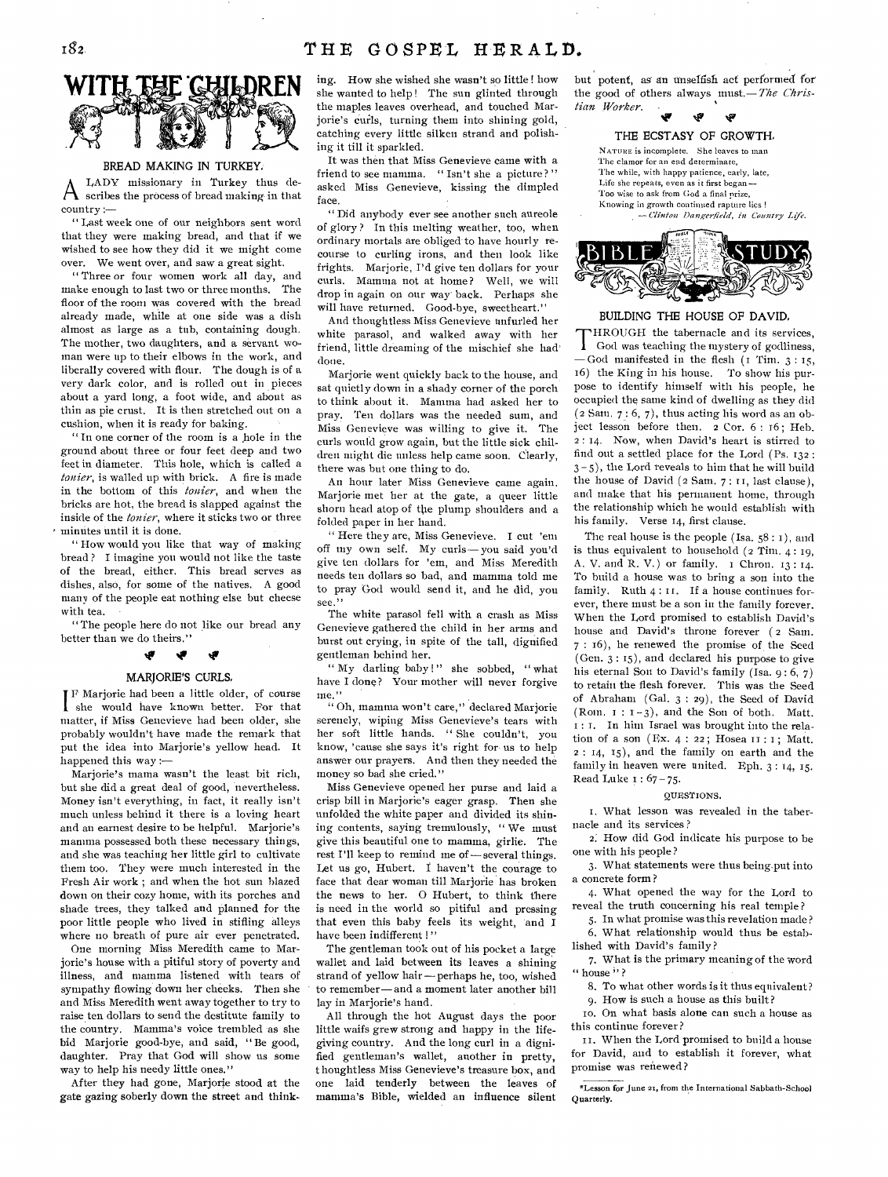## WITH THE CHILDREN

### BREAD MAKING IN TURKEY.

A LADY missionary in Turkey thus describes the process of bread making in that country:—

"Last week one of our neighbors sent word that they were making bread, and that if we wished to see how they did it we might come over. We went over, and saw a great sight.

"Three or four women work all day, and make enough to last two or three months. The floor of the room was covered with the bread already made, while at one side was a dish almost as large as a tub, containing dough. The mother, two daughters, and a servant woman were up to their elbows in the work, and liberally covered with flour. The dough is of a very dark color, and is rolled out in pieces about a yard long, a foot wide, and about as thin as pie crust. It is then stretched out on a cushion, when it is ready for baking.

"In one corner of the room is a hole in the ground about three or four feet deep and two feet in diameter. This hole, which is called a *tonier*, is walled up with brick. A fire is made in the bottom of this *tonier*, and when the bricks are hot, the bread is slapped against the inside of the *tonier*, where it sticks two or three minutes until it is done.

"How would you like that way of making bread? I imagine you would not like the taste of the bread, either. This bread serves as dishes, also, for some of the natives. A good many of the people eat nothing else but cheese with tea.

"The people here do not like our bread any better than we do theirs."

### MARJORIE'S CURLS.

IF Marjorie had been a little older, of course she would have known better. For that matter, if Miss Genevieve had been older, she probably wouldn't have made the remark that put the idea into Marjorie's yellow head. It happened this way:—

Marjorie's mama wasn't the least bit rich, but she did a great deal of good, nevertheless. Money isn't everything, in fact, it really isn't much unless behind it there is a loving heart and an earnest desire to be helpful. Marjorie's mamma possessed both these necessary things, and she was teaching her little girl to cultivate them too. They were much interested in the Fresh Air work; and when the hot sun blazed down on their cozy home, with its porches and shade trees, they talked and planned for the poor little people who lived in stifling alleys where no breath of pure air ever penetrated.

One morning Miss Meredith came to Marjorie's house with a pitiful story of poverty and illness, and mamma listened with tears of sympathy flowing down her cheeks. Then she and Miss Meredith went away together to try to raise ten dollars to send the destitute family to the country. Mamma's voice trembled as she bid Marjorie good-bye, and said, "Be good, daughter. Pray that God will show us some way to help his needy little ones."

After they had gone, Marjorie stood at the gate gazing soberly down the street and thinking. How she wished she wasn't so little! how she wanted to help! The sun glinted through the maples leaves overhead, and touched Marjorie's curls, turning them into shining gold, catching every little silken strand and polishing it till it sparkled.

It was then that Miss Genevieve came with a friend to see mamma. "Isn't she a picture?" asked Miss Genevieve, kissing the dimpled face.

"Did anybody ever see another such aureole of glory? In this melting weather, too, when ordinary mortals are obliged to have hourly recourse to curling irons, and then look like frights. Marjorie, I'd give ten dollars for your curls. Mamma not at home? Well, we will drop in again on our way back. Perhaps she will have returned. Good-bye, sweetheart."

And thoughtless Miss Genevieve unfurled her white parasol, and walked away with her friend, little dreaming of the mischief she had done.

Marjorie went quickly back to the house, and sat quietly down in a shady corner of the porch to think about it. Mamma had asked her to pray. Ten dollars was the needed sum, and Miss Genevieve was willing to give it. The curls would grow again, but the little sick children might die unless help came soon. Clearly, there was but one thing to do.

An hour later Miss Genevieve came again. Marjorie met her at the gate, a queer little shorn head atop of the plump shoulders and a folded paper in her hand.

"Here they are, Miss Genevieve. I cut 'em off my own self. My curls—you said you'd give ten dollars for 'em, and Miss Meredith needs ten dollars so bad, and mamma told me to pray God would send it, and he did, you see."

The white parasol fell with a crash as Miss Genevieve gathered the child in her arms and burst out crying, in spite of the tall, dignified gentleman behind her.

"My darling baby!" she sobbed, "what have I done? Your mother will never forgive me."

"Oh, mamma won't care," declared Marjorie serenely, wiping Miss Genevieve's tears with her soft little hands. "She couldn't, you know, 'cause she says it's right for us to help answer our prayers. And then they needed the money so bad she cried."

Miss Genevieve opened her purse and laid a crisp bill in Marjorie's eager grasp. Then she unfolded the white paper and divided its shining contents, saying tremulously, "We must give this beautiful one to mamma, girlie. The rest I'll keep to remind me of—several things. Let us go, Hubert. I haven't the courage to face that dear woman till Marjorie has broken the news to her. O Hubert, to think there is need in the world so pitiful and pressing that even this baby feels its weight, and I have been indifferent!"

The gentleman took out of his pocket a large wallet and laid between its leaves a shining strand of yellow hair—perhaps he, too, wished to remember—and a moment later another bill lay in Marjorie's hand.

All through the hot August days the poor little waifs grew strong and happy in the life-giving country. And the long curl in a dignified gentleman's wallet, another in pretty, thoughtless Miss Genevieve's treasure box, and one laid tenderly between the leaves of mamma's Bible, wielded an influence silent but potent, as an unselfish act performed for the good of others always must.—*The Christian Worker.*

### THE ECSTASY OF GROWTH.

NATURE is incomplete. She leaves to man  
The clamor for an end determinate.  
The while, with happy patience, early, late,  
Life she repeats, even as it first began—  
Too wise to ask from God a final prize,  
Knowing in growth continued rapture lies!  
—*Clinton Dangerfield, in Country Life.*

## BIBLE STUDY

### BUILDING THE HOUSE OF DAVID.

THROUGH the tabernacle and its services, God was teaching the mystery of godliness,—God manifested in the flesh (1 Tim. 3:15, 16) the King in his house. To show his purpose to identify himself with his people, he occupied the same kind of dwelling as they did (2 Sam. 7:6, 7), thus acting his word as an object lesson before them. 2 Cor. 6:16; Heb. 2:14. Now, when David's heart is stirred to find out a settled place for the Lord (Ps. 132:3–5), the Lord reveals to him that he will build the house of David (2 Sam. 7:11, last clause), and make that his permanent home, through the relationship which he would establish with his family. Verse 14, first clause.

The real house is the people (Isa. 58:1), and is thus equivalent to household (2 Tim. 4:19, A. V. and R. V.) or family. 1 Chron. 13:14. To build a house was to bring a son into the family. Ruth 4:11. If a house continues forever, there must be a son in the family forever. When the Lord promised to establish David's house and David's throne forever (2 Sam. 7:16), he renewed the promise of the Seed (Gen. 3:15), and declared his purpose to give his eternal Son to David's family (Isa. 9:6, 7) to retain the flesh forever. This was the Seed of Abraham (Gal. 3:29), the Seed of David (Rom. 1:1–3), and the Son of both. Matt. 1:1. In him Israel was brought into the relation of a son (Ex. 4:22; Hosea 11:1; Matt. 2:14, 15), and the family on earth and the family in heaven were united. Eph. 3:14, 15. Read Luke 1:67–75.

QUESTIONS.

1. What lesson was revealed in the tabernacle and its services?
2. How did God indicate his purpose to be one with his people?
3. What statements were thus being put into a concrete form?
4. What opened the way for the Lord to reveal the truth concerning his real temple?
5. In what promise was this revelation made?
6. What relationship would thus be established with David's family?
7. What is the primary meaning of the word "house"?
8. To what other words is it thus equivalent?
9. How is such a house as this built?
10. On what basis alone can such a house as this continue forever?
11. When the Lord promised to build a house for David, and to establish it forever, what promise was renewed?

*Lesson for June 21, from the International Sabbath-School Quarterly.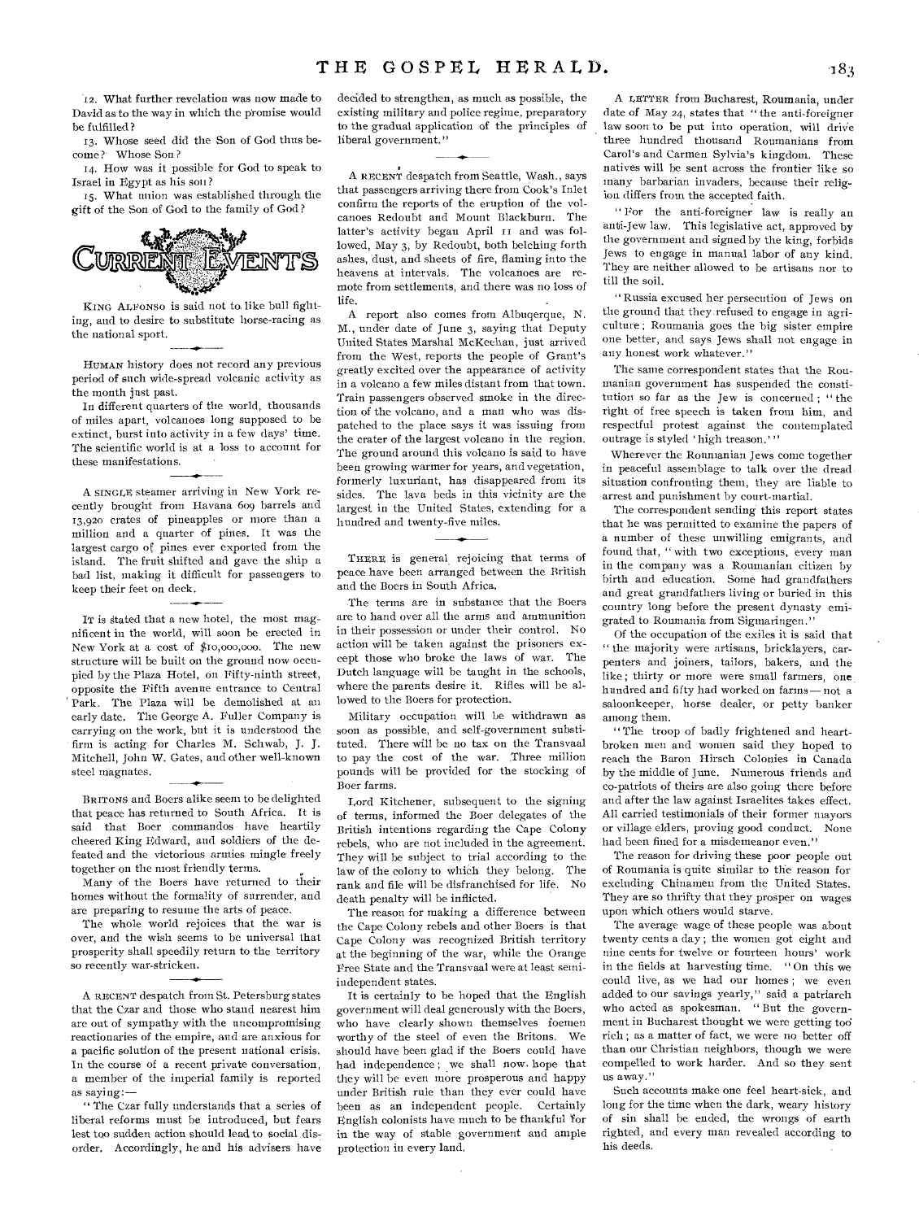12. What further revelation was now made to David as to the way in which the promise would be fulfilled?

13. Whose seed did the Son of God thus become? Whose Son?

14. How was it possible for God to speak to Israel in Egypt as his son?

15. What union was established through the gift of the Son of God to the family of God?

## Current Events

KING ALFONSO is said not to like bull fighting, and to desire to substitute horse-racing as the national sport.

HUMAN history does not record any previous period of such wide-spread volcanic activity as the month just past.

In different quarters of the world, thousands of miles apart, volcanoes long supposed to be extinct, burst into activity in a few days' time. The scientific world is at a loss to account for these manifestations.

A SINGLE steamer arriving in New York recently brought from Havana 609 barrels and 13,920 crates of pineapples or more than a million and a quarter of pines. It was the largest cargo of pines ever exported from the island. The fruit shifted and gave the ship a bad list, making it difficult for passengers to keep their feet on deck.

IT is stated that a new hotel, the most magnificent in the world, will soon be erected in New York at a cost of $10,000,000. The new structure will be built on the ground now occupied by the Plaza Hotel, on Fifty-ninth street, opposite the Fifth avenue entrance to Central Park. The Plaza will be demolished at an early date. The George A. Fuller Company is carrying on the work, but it is understood the firm is acting for Charles M. Schwab, J. J. Mitchell, John W. Gates, and other well-known steel magnates.

BRITONS and Boers alike seem to be delighted that peace has returned to South Africa. It is said that Boer commandos have heartily cheered King Edward, and soldiers of the defeated and the victorious armies mingle freely together on the most friendly terms.

Many of the Boers have returned to their homes without the formality of surrender, and are preparing to resume the arts of peace.

The whole world rejoices that the war is over, and the wish seems to be universal that prosperity shall speedily return to the territory so recently war-stricken.

A RECENT despatch from St. Petersburg states that the Czar and those who stand nearest him are out of sympathy with the uncompromising reactionaries of the empire, and are anxious for a pacific solution of the present national crisis. In the course of a recent private conversation, a member of the imperial family is reported as saying:—

"The Czar fully understands that a series of liberal reforms must be introduced, but fears lest too sudden action should lead to social disorder. Accordingly, he and his advisers have decided to strengthen, as much as possible, the existing military and police regime, preparatory to the gradual application of the principles of liberal government."

A RECENT despatch from Seattle, Wash., says that passengers arriving there from Cook's Inlet confirm the reports of the eruption of the volcanoes Redoubt and Mount Blackburn. The latter's activity began April 11 and was followed, May 3, by Redoubt, both belching forth ashes, dust, and sheets of fire, flaming into the heavens at intervals. The volcanoes are remote from settlements, and there was no loss of life.

A report also comes from Albuquerque, N. M., under date of June 3, saying that Deputy United States Marshal McKeehan, just arrived from the West, reports the people of Grant's greatly excited over the appearance of activity in a volcano a few miles distant from that town. Train passengers observed smoke in the direction of the volcano, and a man who was dispatched to the place says it was issuing from the crater of the largest volcano in the region. The ground around this volcano is said to have been growing warmer for years, and vegetation, formerly luxuriant, has disappeared from its sides. The lava beds in this vicinity are the largest in the United States, extending for a hundred and twenty-five miles.

THERE is general rejoicing that terms of peace have been arranged between the British and the Boers in South Africa.

The terms are in substance that the Boers are to hand over all the arms and ammunition in their possession or under their control. No action will be taken against the prisoners except those who broke the laws of war. The Dutch language will be taught in the schools, where the parents desire it. Rifles will be allowed to the Boers for protection.

Military occupation will be withdrawn as soon as possible, and self-government substituted. There will be no tax on the Transvaal to pay the cost of the war. Three million pounds will be provided for the stocking of Boer farms.

Lord Kitchener, subsequent to the signing of terms, informed the Boer delegates of the British intentions regarding the Cape Colony rebels, who are not included in the agreement. They will be subject to trial according to the law of the colony to which they belong. The rank and file will be disfranchised for life. No death penalty will be inflicted.

The reason for making a difference between the Cape Colony rebels and other Boers is that Cape Colony was recognized British territory at the beginning of the war, while the Orange Free State and the Transvaal were at least semi-independent states.

It is certainly to be hoped that the English government will deal generously with the Boers, who have clearly shown themselves foemen worthy of the steel of even the Britons. We should have been glad if the Boers could have had independence; we shall now hope that they will be even more prosperous and happy under British rule than they ever could have been as an independent people. Certainly English colonists have much to be thankful for in the way of stable government and ample protection in every land.

A LETTER from Bucharest, Roumania, under date of May 24, states that "the anti-foreigner law soon to be put into operation, will drive three hundred thousand Roumanians from Carol's and Carmen Sylvia's kingdom. These natives will be sent across the frontier like so many barbarian invaders, because their religion differs from the accepted faith.

"For the anti-foreigner law is really an anti-Jew law. This legislative act, approved by the government and signed by the king, forbids Jews to engage in manual labor of any kind. They are neither allowed to be artisans nor to till the soil.

"Russia excused her persecution of Jews on the ground that they refused to engage in agriculture; Roumania goes the big sister empire one better, and says Jews shall not engage in any honest work whatever."

The same correspondent states that the Roumanian government has suspended the constitution so far as the Jew is concerned; "the right of free speech is taken from him, and respectful protest against the contemplated outrage is styled 'high treason.'"

Wherever the Roumanian Jews come together in peaceful assemblage to talk over the dread situation confronting them, they are liable to arrest and punishment by court-martial.

The correspondent sending this report states that he was permitted to examine the papers of a number of these unwilling emigrants, and found that, "with two exceptions, every man in the company was a Roumanian citizen by birth and education. Some had grandfathers and great grandfathers living or buried in this country long before the present dynasty emigrated to Roumania from Sigmaringen."

Of the occupation of the exiles it is said that "the majority were artisans, bricklayers, carpenters and joiners, tailors, bakers, and the like; thirty or more were small farmers, one hundred and fifty had worked on farms—not a saloonkeeper, horse dealer, or petty banker among them.

"The troop of badly frightened and heart-broken men and women said they hoped to reach the Baron Hirsch Colonies in Canada by the middle of June. Numerous friends and co-patriots of theirs are also going there before and after the law against Israelites takes effect. All carried testimonials of their former mayors or village elders, proving good conduct. None had been fined for a misdemeanor even."

The reason for driving these poor people out of Roumania is quite similar to the reason for excluding Chinamen from the United States. They are so thrifty that they prosper on wages upon which others would starve.

The average wage of these people was about twenty cents a day; the women got eight and nine cents for twelve or fourteen hours' work in the fields at harvesting time. "On this we could live, as we had our homes; we even added to our savings yearly," said a patriarch who acted as spokesman. "But the government in Bucharest thought we were getting too rich; as a matter of fact, we were no better off than our Christian neighbors, though we were compelled to work harder. And so they sent us away."

Such accounts make one feel heart-sick, and long for the time when the dark, weary history of sin shall be ended, the wrongs of earth righted, and every man revealed according to his deeds.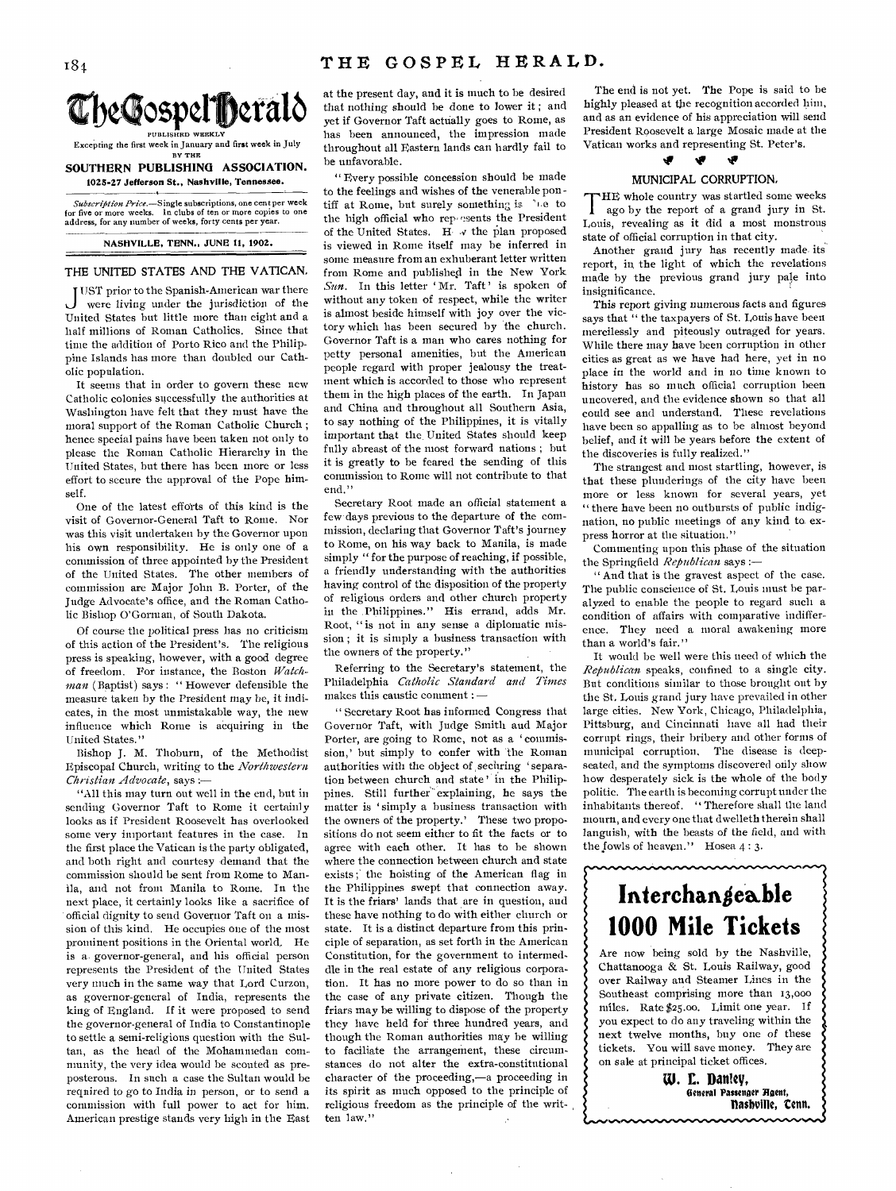# The Gospel Herald

PUBLISHED WEEKLY

Excepting the first week in January and first week in July

BY THE

**SOUTHERN PUBLISHING ASSOCIATION.**

**1025-27 Jefferson St., Nashville, Tennessee.**

*Subscription Price.*—Single subscriptions, one cent per week for five or more weeks. In clubs of ten or more copies to one address, for any number of weeks, forty cents per year.

NASHVILLE, TENN., JUNE 11, 1902.

## THE UNITED STATES AND THE VATICAN.

JUST prior to the Spanish-American war there were living under the jurisdiction of the United States but little more than eight and a half millions of Roman Catholics. Since that time the addition of Porto Rico and the Philippine Islands has more than doubled our Catholic population.

It seems that in order to govern these new Catholic colonies successfully the authorities at Washington have felt that they must have the moral support of the Roman Catholic Church; hence special pains have been taken not only to please the Roman Catholic Hierarchy in the United States, but there has been more or less effort to secure the approval of the Pope himself.

One of the latest efforts of this kind is the visit of Governor-General Taft to Rome. Nor was this visit undertaken by the Governor upon his own responsibility. He is only one of a commission of three appointed by the President of the United States. The other members of commission are Major John B. Porter, of the Judge Advocate's office, and the Roman Catholic Bishop O'Gorman, of South Dakota.

Of course the political press has no criticism of this action of the President's. The religious press is speaking, however, with a good degree of freedom. For instance, the Boston *Watchman* (Baptist) says: "However defensible the measure taken by the President may be, it indicates, in the most unmistakable way, the new influence which Rome is acquiring in the United States."

Bishop J. M. Thoburn, of the Methodist Episcopal Church, writing to the *Northwestern Christian Advocate*, says:—

"All this may turn out well in the end, but in sending Governor Taft to Rome it certainly looks as if President Roosevelt has overlooked some very important features in the case. In the first place the Vatican is the party obligated, and both right and courtesy demand that the commission should be sent from Rome to Manila, and not from Manila to Rome. In the next place, it certainly looks like a sacrifice of official dignity to send Governor Taft on a mission of this kind. He occupies one of the most prominent positions in the Oriental world. He is a governor-general, and his official person represents the President of the United States very much in the same way that Lord Curzon, as governor-general of India, represents the king of England. If it were proposed to send the governor-general of India to Constantinople to settle a semi-religious question with the Sultan, as the head of the Mohammedan community, the very idea would be scouted as preposterous. In such a case the Sultan would be required to go to India in person, or to send a commission with full power to act for him. American prestige stands very high in the East at the present day, and it is much to be desired that nothing should be done to lower it; and yet if Governor Taft actually goes to Rome, as has been announced, the impression made throughout all Eastern lands can hardly fail to be unfavorable.

"Every possible concession should be made to the feelings and wishes of the venerable pontiff at Rome, but surely something is due to the high official who represents the President of the United States. How the plan proposed is viewed in Rome itself may be inferred in some measure from an exhuberant letter written from Rome and published in the New York *Sun*. In this letter 'Mr. Taft' is spoken of without any token of respect, while the writer is almost beside himself with joy over the victory which has been secured by the church. Governor Taft is a man who cares nothing for petty personal amenities, but the American people regard with proper jealousy the treatment which is accorded to those who represent them in the high places of the earth. In Japan and China and throughout all Southern Asia, to say nothing of the Philippines, it is vitally important that the United States should keep fully abreast of the most forward nations; but it is greatly to be feared the sending of this commission to Rome will not contribute to that end."

Secretary Root made an official statement a few days previous to the departure of the commission, declaring that Governor Taft's journey to Rome, on his way back to Manila, is made simply "for the purpose of reaching, if possible, a friendly understanding with the authorities having control of the disposition of the property of religious orders and other church property in the Philippines." His errand, adds Mr. Root, "is not in any sense a diplomatic mission; it is simply a business transaction with the owners of the property."

Referring to the Secretary's statement, the Philadelphia *Catholic Standard and Times* makes this caustic comment:—

"Secretary Root has informed Congress that Governor Taft, with Judge Smith and Major Porter, are going to Rome, not as a 'commission,' but simply to confer with the Roman authorities with the object of securing 'separation between church and state' in the Philippines. Still further explaining, he says the matter is 'simply a business transaction with the owners of the property.' These two propositions do not seem either to fit the facts or to agree with each other. It has to be shown where the connection between church and state exists; the hoisting of the American flag in the Philippines swept that connection away. It is the friars' lands that are in question, and these have nothing to do with either church or state. It is a distinct departure from this principle of separation, as set forth in the American Constitution, for the government to intermeddle in the real estate of any religious corporation. It has no more power to do so than in the case of any private citizen. Though the friars may be willing to dispose of the property they have held for three hundred years, and though the Roman authorities may be willing to faciliate the arrangement, these circumstances do not alter the extra-constitutional character of the proceeding,—a proceeding in its spirit as much opposed to the principle of religious freedom as the principle of the written law."

The end is not yet. The Pope is said to be highly pleased at the recognition accorded him, and as an evidence of his appreciation will send President Roosevelt a large Mosaic made at the Vatican works and representing St. Peter's.

## MUNICIPAL CORRUPTION.

THE whole country was startled some weeks ago by the report of a grand jury in St. Louis, revealing as it did a most monstrous state of official corruption in that city.

Another grand jury has recently made its report, in the light of which the revelations made by the previous grand jury pale into insignificance.

This report giving numerous facts and figures says that "the taxpayers of St. Louis have been mercilessly and piteously outraged for years. While there may have been corruption in other cities as great as we have had here, yet in no place in the world and in no time known to history has so much official corruption been uncovered, and the evidence shown so that all could see and understand. These revelations have been so appalling as to be almost beyond belief, and it will be years before the extent of the discoveries is fully realized."

The strangest and most startling, however, is that these plunderings of the city have been more or less known for several years, yet "there have been no outbursts of public indignation, no public meetings of any kind to express horror at the situation."

Commenting upon this phase of the situation the Springfield *Republican* says:—

"And that is the gravest aspect of the case. The public conscience of St. Louis must be paralyzed to enable the people to regard such a condition of affairs with comparative indifference. They need a moral awakening more than a world's fair."

It would be well were this need of which the *Republican* speaks, confined to a single city. But conditions similar to those brought out by the St. Louis grand jury have prevailed in other large cities. New York, Chicago, Philadelphia, Pittsburg, and Cincinnati have all had their corrupt rings, their bribery and other forms of municipal corruption. The disease is deep-seated, and the symptoms discovered only show how desperately sick is the whole of the body politic. The earth is becoming corrupt under the inhabitants thereof. "Therefore shall the land mourn, and every one that dwelleth therein shall languish, with the beasts of the field, and with the fowls of heaven." Hosea 4:3.

---

# Interchangeable 1000 Mile Tickets

Are now being sold by the Nashville, Chattanooga & St. Louis Railway, good over Railway and Steamer Lines in the Southeast comprising more than 13,000 miles. Rate $25.00. Limit one year. If you expect to do any traveling within the next twelve months, buy one of these tickets. You will save money. They are on sale at principal ticket offices.

**W. L. Danley,**
General Passenger Agent,
Nashville, Tenn.